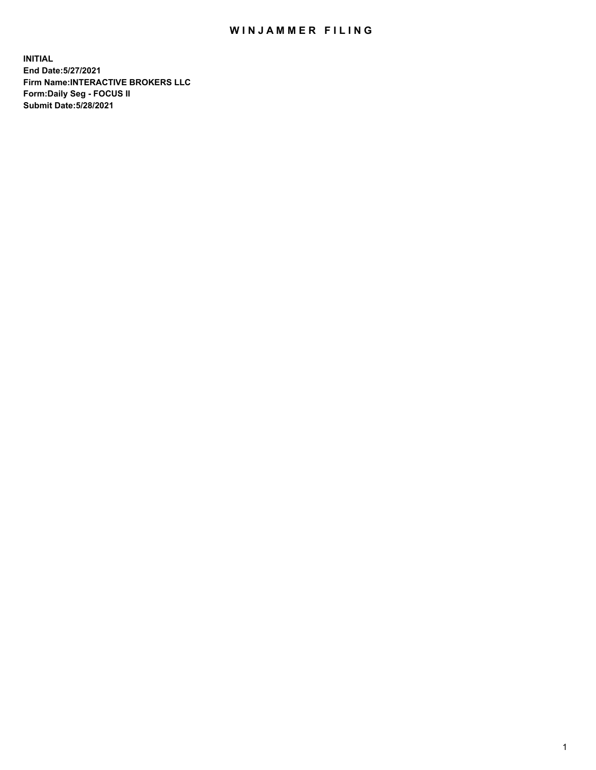# WINJAMMER FILING

**INITIAL**
**End Date:5/27/2021**
**Firm Name:INTERACTIVE BROKERS LLC**
**Form:Daily Seg - FOCUS II**
**Submit Date:5/28/2021**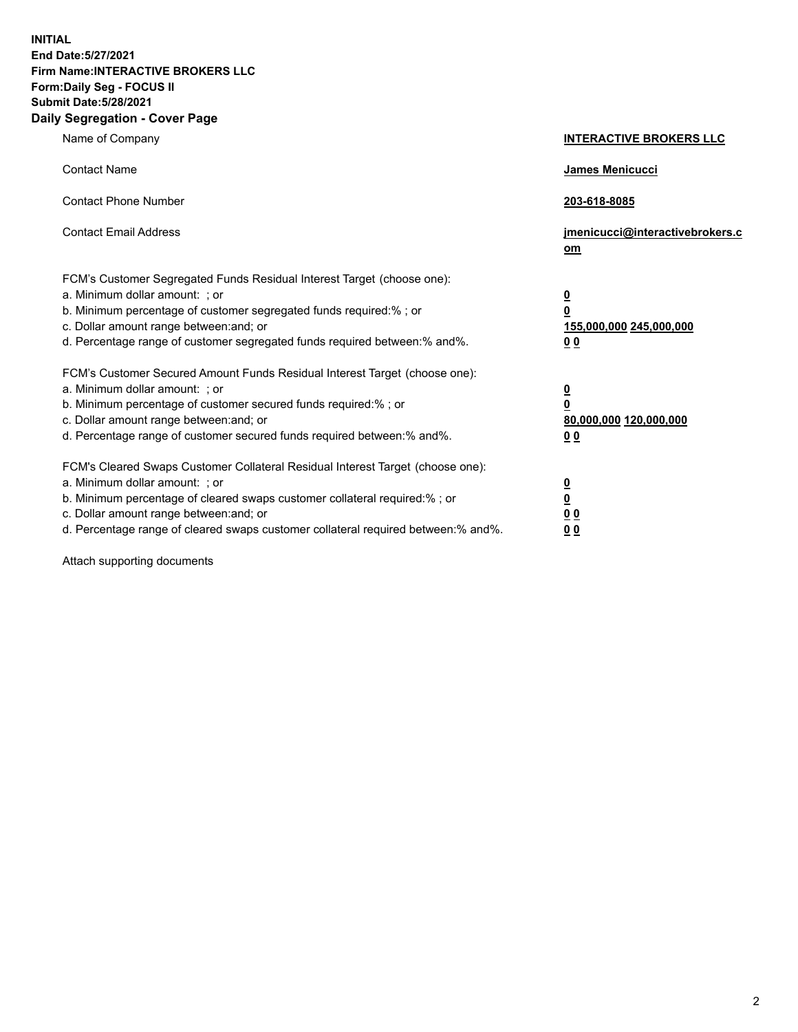**INITIAL**
**End Date:5/27/2021**
**Firm Name:INTERACTIVE BROKERS LLC**
**Form:Daily Seg - FOCUS II**
**Submit Date:5/28/2021**

## Daily Segregation - Cover Page

| | |
|---|---|
| Name of Company | **INTERACTIVE BROKERS LLC** |
| Contact Name | **James Menicucci** |
| Contact Phone Number | **203-618-8085** |
| Contact Email Address | **jmenicucci@interactivebrokers.com** |

FCM's Customer Segregated Funds Residual Interest Target (choose one):

| | |
|---|---|
| a. Minimum dollar amount: ; or | **0** |
| b. Minimum percentage of customer segregated funds required:% ; or | **0** |
| c. Dollar amount range between:and; or | **155,000,000 245,000,000** |
| d. Percentage range of customer segregated funds required between:% and%. | **0 0** |

FCM's Customer Secured Amount Funds Residual Interest Target (choose one):

| | |
|---|---|
| a. Minimum dollar amount: ; or | **0** |
| b. Minimum percentage of customer secured funds required:% ; or | **0** |
| c. Dollar amount range between:and; or | **80,000,000 120,000,000** |
| d. Percentage range of customer secured funds required between:% and%. | **0 0** |

FCM's Cleared Swaps Customer Collateral Residual Interest Target (choose one):

| | |
|---|---|
| a. Minimum dollar amount: ; or | **0** |
| b. Minimum percentage of cleared swaps customer collateral required:% ; or | **0** |
| c. Dollar amount range between:and; or | **0 0** |
| d. Percentage range of cleared swaps customer collateral required between:% and%. | **0 0** |

Attach supporting documents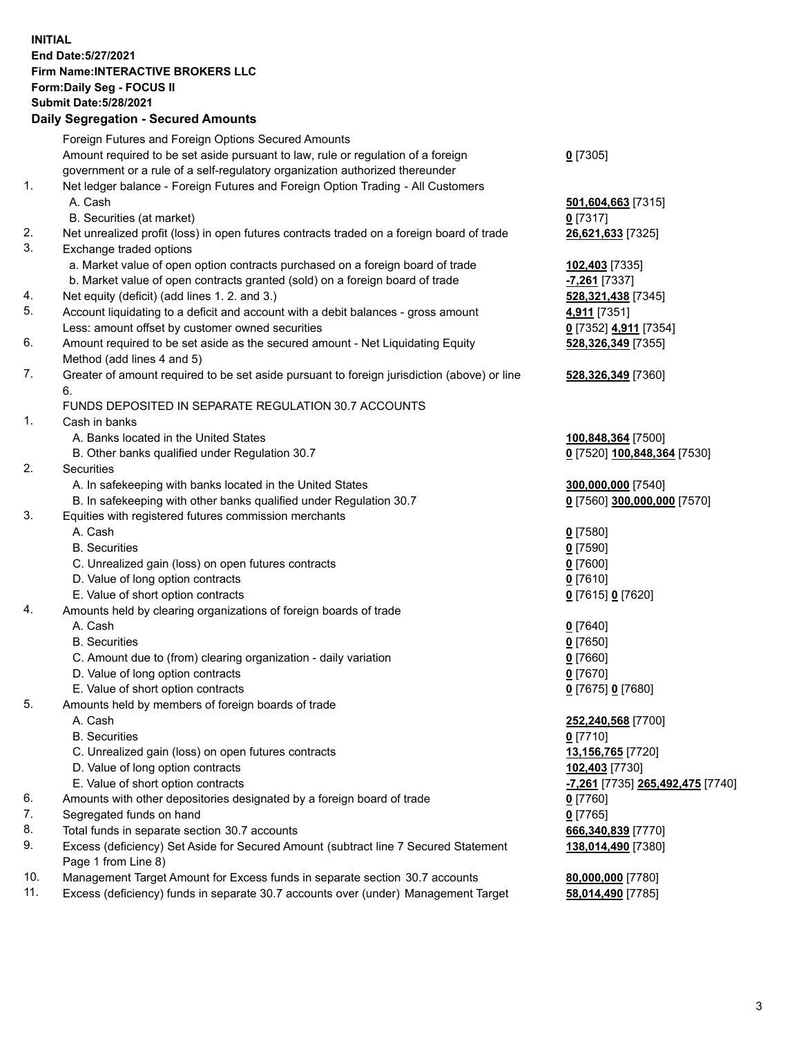**INITIAL**
**End Date:5/27/2021**
**Firm Name:INTERACTIVE BROKERS LLC**
**Form:Daily Seg - FOCUS II**
**Submit Date:5/28/2021**

**Daily Segregation - Secured Amounts**

| | | |
|---|---|---|
| | Foreign Futures and Foreign Options Secured Amounts | |
| | Amount required to be set aside pursuant to law, rule or regulation of a foreign government or a rule of a self-regulatory organization authorized thereunder | **0** [7305] |
| 1. | Net ledger balance - Foreign Futures and Foreign Option Trading - All Customers | |
| | A. Cash | **501,604,663** [7315] |
| | B. Securities (at market) | **0** [7317] |
| 2. | Net unrealized profit (loss) in open futures contracts traded on a foreign board of trade | **26,621,633** [7325] |
| 3. | Exchange traded options | |
| | a. Market value of open option contracts purchased on a foreign board of trade | **102,403** [7335] |
| | b. Market value of open contracts granted (sold) on a foreign board of trade | **-7,261** [7337] |
| 4. | Net equity (deficit) (add lines 1. 2. and 3.) | **528,321,438** [7345] |
| 5. | Account liquidating to a deficit and account with a debit balances - gross amount | **4,911** [7351] |
| | Less: amount offset by customer owned securities | **0** [7352] **4,911** [7354] |
| 6. | Amount required to be set aside as the secured amount - Net Liquidating Equity Method (add lines 4 and 5) | **528,326,349** [7355] |
| 7. | Greater of amount required to be set aside pursuant to foreign jurisdiction (above) or line 6. | **528,326,349** [7360] |
| | FUNDS DEPOSITED IN SEPARATE REGULATION 30.7 ACCOUNTS | |
| 1. | Cash in banks | |
| | A. Banks located in the United States | **100,848,364** [7500] |
| | B. Other banks qualified under Regulation 30.7 | **0** [7520] **100,848,364** [7530] |
| 2. | Securities | |
| | A. In safekeeping with banks located in the United States | **300,000,000** [7540] |
| | B. In safekeeping with other banks qualified under Regulation 30.7 | **0** [7560] **300,000,000** [7570] |
| 3. | Equities with registered futures commission merchants | |
| | A. Cash | **0** [7580] |
| | B. Securities | **0** [7590] |
| | C. Unrealized gain (loss) on open futures contracts | **0** [7600] |
| | D. Value of long option contracts | **0** [7610] |
| | E. Value of short option contracts | **0** [7615] **0** [7620] |
| 4. | Amounts held by clearing organizations of foreign boards of trade | |
| | A. Cash | **0** [7640] |
| | B. Securities | **0** [7650] |
| | C. Amount due to (from) clearing organization - daily variation | **0** [7660] |
| | D. Value of long option contracts | **0** [7670] |
| | E. Value of short option contracts | **0** [7675] **0** [7680] |
| 5. | Amounts held by members of foreign boards of trade | |
| | A. Cash | **252,240,568** [7700] |
| | B. Securities | **0** [7710] |
| | C. Unrealized gain (loss) on open futures contracts | **13,156,765** [7720] |
| | D. Value of long option contracts | **102,403** [7730] |
| | E. Value of short option contracts | **-7,261** [7735] **265,492,475** [7740] |
| 6. | Amounts with other depositories designated by a foreign board of trade | **0** [7760] |
| 7. | Segregated funds on hand | **0** [7765] |
| 8. | Total funds in separate section 30.7 accounts | **666,340,839** [7770] |
| 9. | Excess (deficiency) Set Aside for Secured Amount (subtract line 7 Secured Statement Page 1 from Line 8) | **138,014,490** [7380] |
| 10. | Management Target Amount for Excess funds in separate section 30.7 accounts | **80,000,000** [7780] |
| 11. | Excess (deficiency) funds in separate 30.7 accounts over (under) Management Target | **58,014,490** [7785] |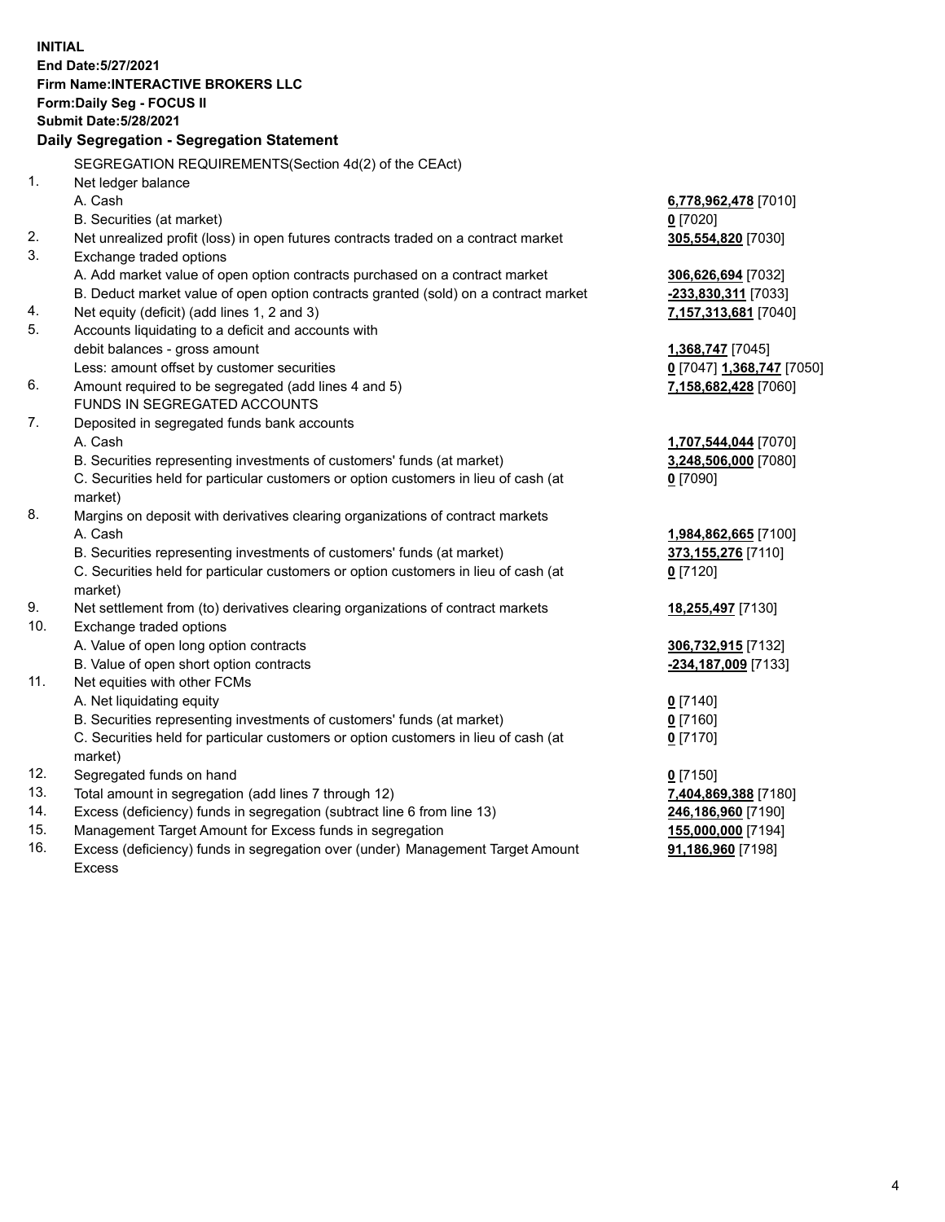**INITIAL**
**End Date:5/27/2021**
**Firm Name:INTERACTIVE BROKERS LLC**
**Form:Daily Seg - FOCUS II**
**Submit Date:5/28/2021**

**Daily Segregation - Segregation Statement**

SEGREGATION REQUIREMENTS(Section 4d(2) of the CEAct)

| | | |
|---|---|---|
| 1. | Net ledger balance | |
| | A. Cash | **6,778,962,478** [7010] |
| | B. Securities (at market) | **0** [7020] |
| 2. | Net unrealized profit (loss) in open futures contracts traded on a contract market | **305,554,820** [7030] |
| 3. | Exchange traded options | |
| | A. Add market value of open option contracts purchased on a contract market | **306,626,694** [7032] |
| | B. Deduct market value of open option contracts granted (sold) on a contract market | **-233,830,311** [7033] |
| 4. | Net equity (deficit) (add lines 1, 2 and 3) | **7,157,313,681** [7040] |
| 5. | Accounts liquidating to a deficit and accounts with debit balances - gross amount | **1,368,747** [7045] |
| | Less: amount offset by customer securities | **0** [7047] **1,368,747** [7050] |
| 6. | Amount required to be segregated (add lines 4 and 5) | **7,158,682,428** [7060] |
| | FUNDS IN SEGREGATED ACCOUNTS | |
| 7. | Deposited in segregated funds bank accounts | |
| | A. Cash | **1,707,544,044** [7070] |
| | B. Securities representing investments of customers' funds (at market) | **3,248,506,000** [7080] |
| | C. Securities held for particular customers or option customers in lieu of cash (at market) | **0** [7090] |
| 8. | Margins on deposit with derivatives clearing organizations of contract markets | |
| | A. Cash | **1,984,862,665** [7100] |
| | B. Securities representing investments of customers' funds (at market) | **373,155,276** [7110] |
| | C. Securities held for particular customers or option customers in lieu of cash (at market) | **0** [7120] |
| 9. | Net settlement from (to) derivatives clearing organizations of contract markets | **18,255,497** [7130] |
| 10. | Exchange traded options | |
| | A. Value of open long option contracts | **306,732,915** [7132] |
| | B. Value of open short option contracts | **-234,187,009** [7133] |
| 11. | Net equities with other FCMs | |
| | A. Net liquidating equity | **0** [7140] |
| | B. Securities representing investments of customers' funds (at market) | **0** [7160] |
| | C. Securities held for particular customers or option customers in lieu of cash (at market) | **0** [7170] |
| 12. | Segregated funds on hand | **0** [7150] |
| 13. | Total amount in segregation (add lines 7 through 12) | **7,404,869,388** [7180] |
| 14. | Excess (deficiency) funds in segregation (subtract line 6 from line 13) | **246,186,960** [7190] |
| 15. | Management Target Amount for Excess funds in segregation | **155,000,000** [7194] |
| 16. | Excess (deficiency) funds in segregation over (under) Management Target Amount Excess | **91,186,960** [7198] |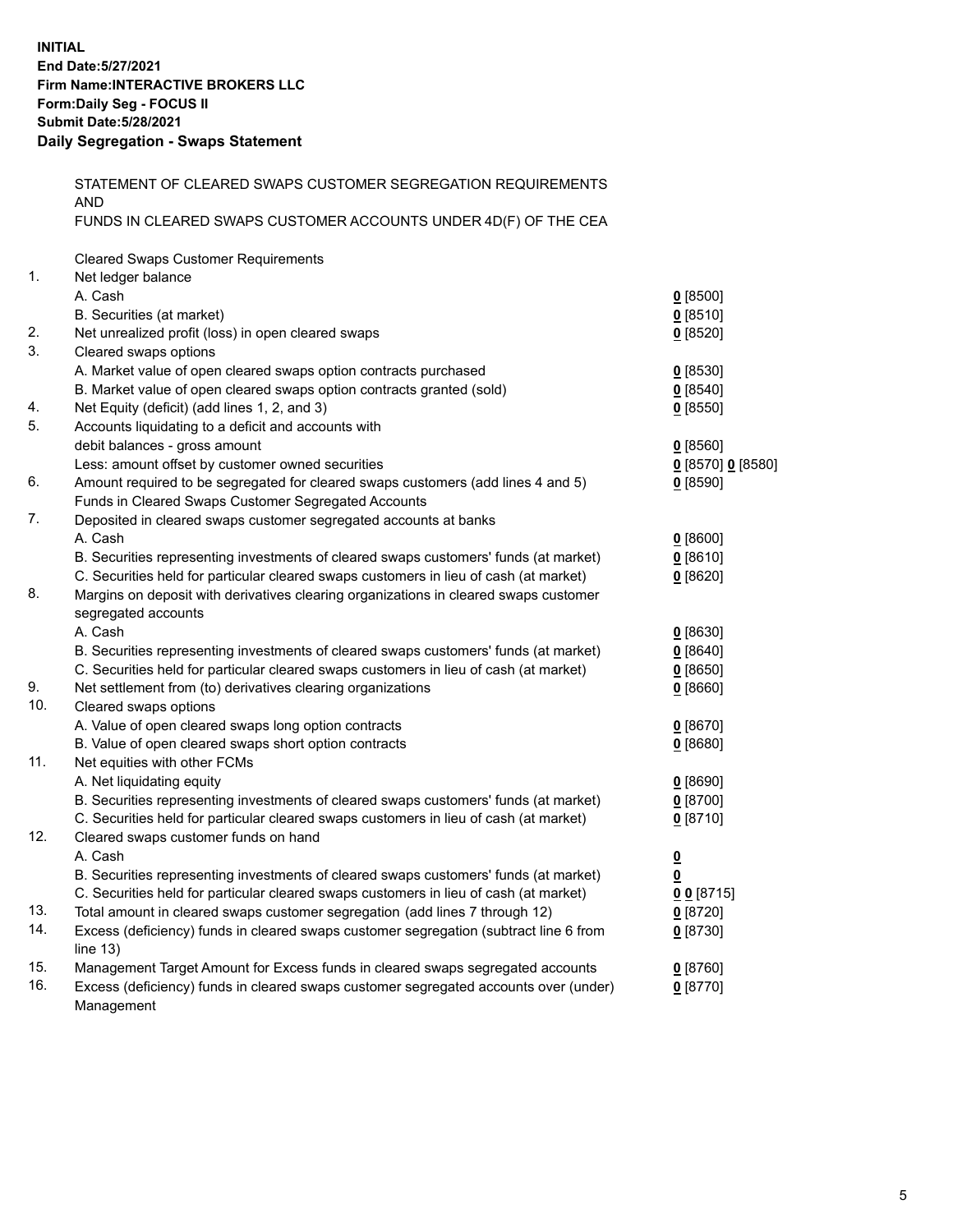**INITIAL**
**End Date:5/27/2021**
**Firm Name:INTERACTIVE BROKERS LLC**
**Form:Daily Seg - FOCUS II**
**Submit Date:5/28/2021**
**Daily Segregation - Swaps Statement**

STATEMENT OF CLEARED SWAPS CUSTOMER SEGREGATION REQUIREMENTS AND FUNDS IN CLEARED SWAPS CUSTOMER ACCOUNTS UNDER 4D(F) OF THE CEA

| | | |
|---|---|---|
| | Cleared Swaps Customer Requirements | |
| 1. | Net ledger balance | |
| | A. Cash | 0 [8500] |
| | B. Securities (at market) | 0 [8510] |
| 2. | Net unrealized profit (loss) in open cleared swaps | 0 [8520] |
| 3. | Cleared swaps options | |
| | A. Market value of open cleared swaps option contracts purchased | 0 [8530] |
| | B. Market value of open cleared swaps option contracts granted (sold) | 0 [8540] |
| 4. | Net Equity (deficit) (add lines 1, 2, and 3) | 0 [8550] |
| 5. | Accounts liquidating to a deficit and accounts with debit balances - gross amount | 0 [8560] |
| | Less: amount offset by customer owned securities | 0 [8570] 0 [8580] |
| 6. | Amount required to be segregated for cleared swaps customers (add lines 4 and 5) | 0 [8590] |
| | Funds in Cleared Swaps Customer Segregated Accounts | |
| 7. | Deposited in cleared swaps customer segregated accounts at banks | |
| | A. Cash | 0 [8600] |
| | B. Securities representing investments of cleared swaps customers' funds (at market) | 0 [8610] |
| | C. Securities held for particular cleared swaps customers in lieu of cash (at market) | 0 [8620] |
| 8. | Margins on deposit with derivatives clearing organizations in cleared swaps customer segregated accounts | |
| | A. Cash | 0 [8630] |
| | B. Securities representing investments of cleared swaps customers' funds (at market) | 0 [8640] |
| | C. Securities held for particular cleared swaps customers in lieu of cash (at market) | 0 [8650] |
| 9. | Net settlement from (to) derivatives clearing organizations | 0 [8660] |
| 10. | Cleared swaps options | |
| | A. Value of open cleared swaps long option contracts | 0 [8670] |
| | B. Value of open cleared swaps short option contracts | 0 [8680] |
| 11. | Net equities with other FCMs | |
| | A. Net liquidating equity | 0 [8690] |
| | B. Securities representing investments of cleared swaps customers' funds (at market) | 0 [8700] |
| | C. Securities held for particular cleared swaps customers in lieu of cash (at market) | 0 [8710] |
| 12. | Cleared swaps customer funds on hand | |
| | A. Cash | 0 |
| | B. Securities representing investments of cleared swaps customers' funds (at market) | 0 |
| | C. Securities held for particular cleared swaps customers in lieu of cash (at market) | 0 0 [8715] |
| 13. | Total amount in cleared swaps customer segregation (add lines 7 through 12) | 0 [8720] |
| 14. | Excess (deficiency) funds in cleared swaps customer segregation (subtract line 6 from line 13) | 0 [8730] |
| 15. | Management Target Amount for Excess funds in cleared swaps segregated accounts | 0 [8760] |
| 16. | Excess (deficiency) funds in cleared swaps customer segregated accounts over (under) Management | 0 [8770] |